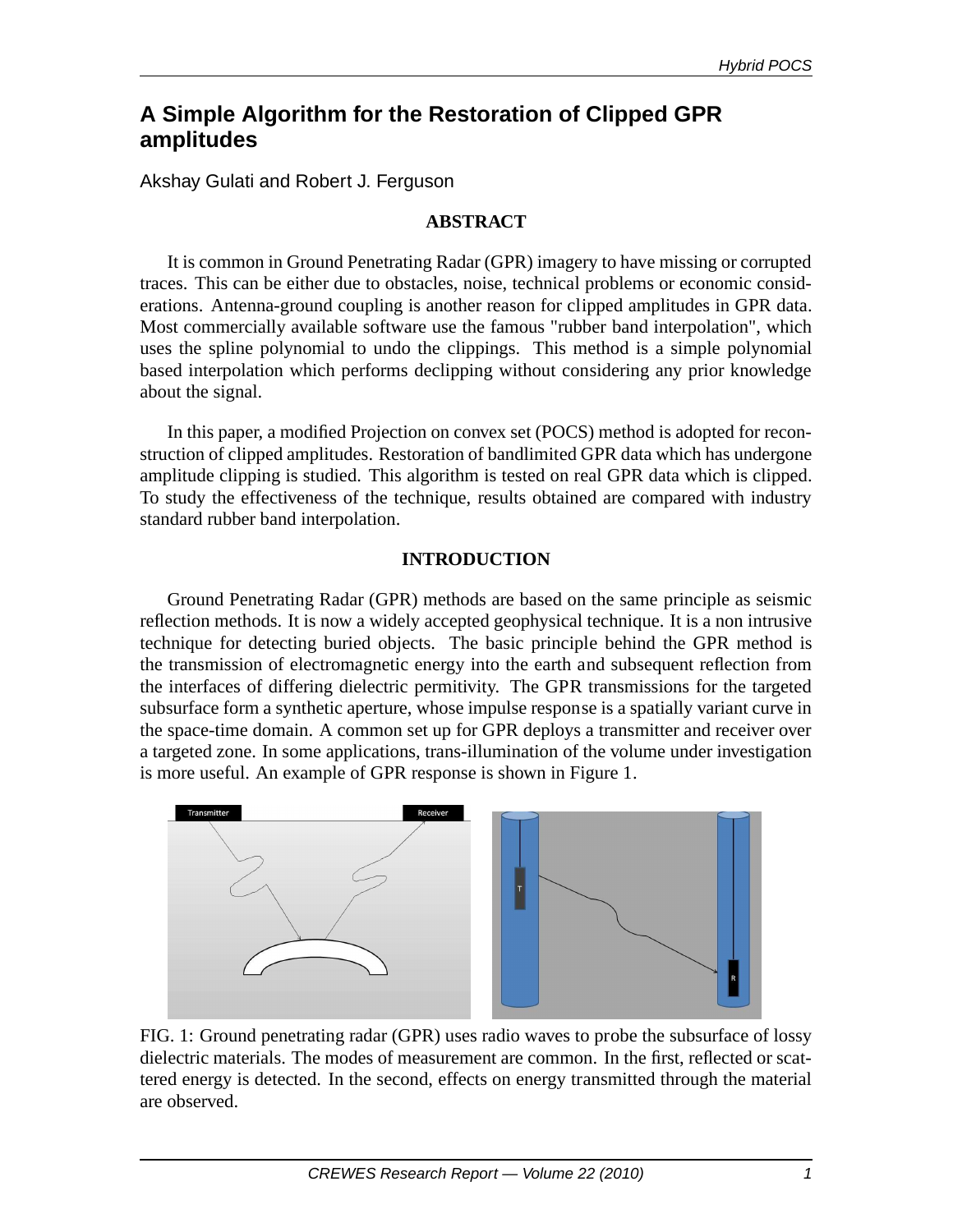# A Simple Algorithm for the Restoration of Clipped GPR amplitudes

Akshay Gulati and Robert J. Ferguson

## ABSTRACT

It is common in Ground Penetrating Radar (GPR) imagery to have missing or corrupted traces. This can be either due to obstacles, noise, technical problems or economic considerations. Antenna-ground coupling is another reason for clipped amplitudes in GPR data. Most commercially available software use the famous "rubber band interpolation", which uses the spline polynomial to undo the clippings. This method is a simple polynomial based interpolation which performs declipping without considering any prior knowledge about the signal.

In this paper, a modified Projection on convex set (POCS) method is adopted for reconstruction of clipped amplitudes. Restoration of bandlimited GPR data which has undergone amplitude clipping is studied. This algorithm is tested on real GPR data which is clipped. To study the effectiveness of the technique, results obtained are compared with industry standard rubber band interpolation.

## INTRODUCTION

Ground Penetrating Radar (GPR) methods are based on the same principle as seismic reflection methods. It is now a widely accepted geophysical technique. It is a non intrusive technique for detecting buried objects. The basic principle behind the GPR method is the transmission of electromagnetic energy into the earth and subsequent reflection from the interfaces of differing dielectric permitivity. The GPR transmissions for the targeted subsurface form a synthetic aperture, whose impulse response is a spatially variant curve in the space-time domain. A common set up for GPR deploys a transmitter and receiver over a targeted zone. In some applications, trans-illumination of the volume under investigation is more useful. An example of GPR response is shown in Figure 1.

Transmitter

Receiver

T

R

FIG. 1: Ground penetrating radar (GPR) uses radio waves to probe the subsurface of lossy dielectric materials. The modes of measurement are common. In the first, reflected or scattered energy is detected. In the second, effects on energy transmitted through the material are observed.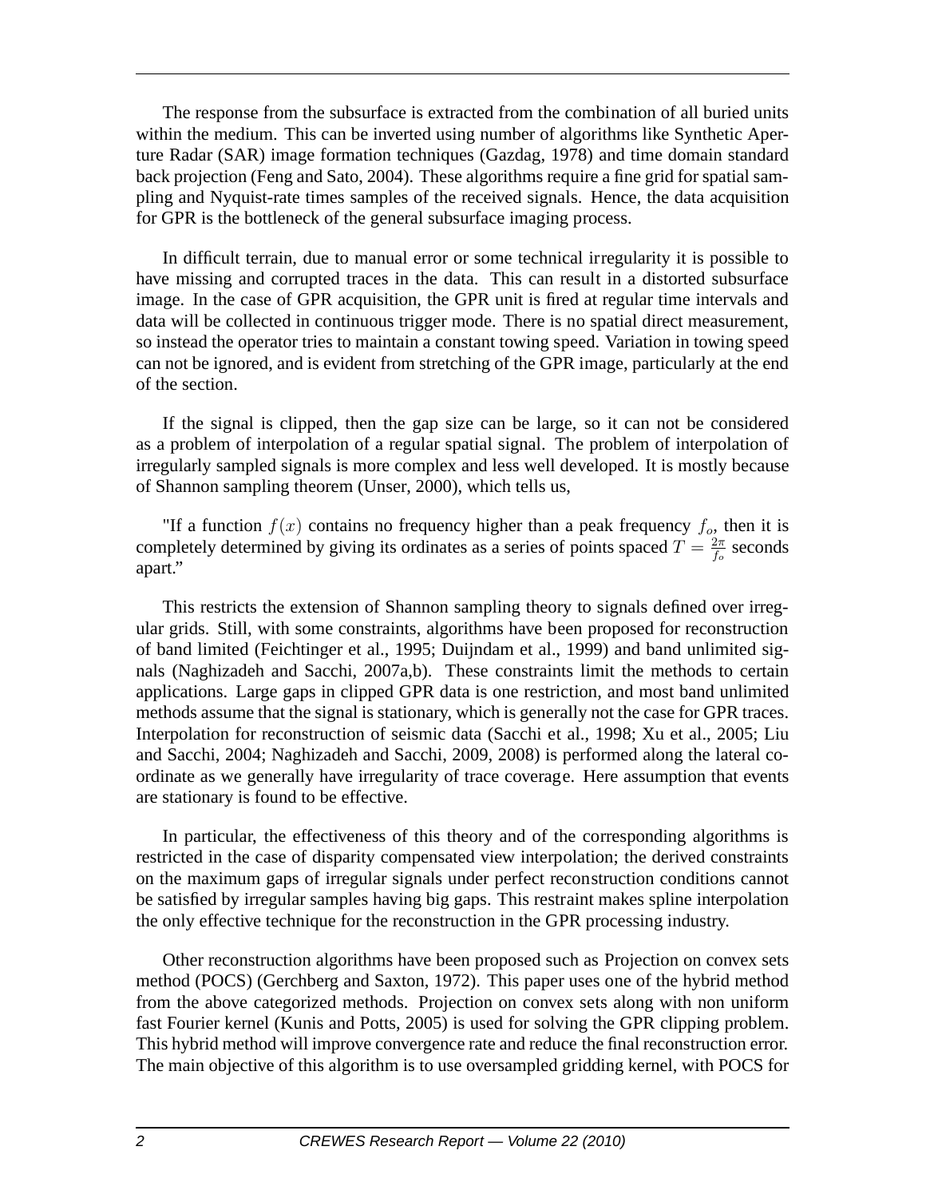The response from the subsurface is extracted from the combination of all buried units within the medium. This can be inverted using number of algorithms like Synthetic Aperture Radar (SAR) image formation techniques (Gazdag, 1978) and time domain standard back projection (Feng and Sato, 2004). These algorithms require a fine grid for spatial sampling and Nyquist-rate times samples of the received signals. Hence, the data acquisition for GPR is the bottleneck of the general subsurface imaging process.

In difficult terrain, due to manual error or some technical irregularity it is possible to have missing and corrupted traces in the data. This can result in a distorted subsurface image. In the case of GPR acquisition, the GPR unit is fired at regular time intervals and data will be collected in continuous trigger mode. There is no spatial direct measurement, so instead the operator tries to maintain a constant towing speed. Variation in towing speed can not be ignored, and is evident from stretching of the GPR image, particularly at the end of the section.

If the signal is clipped, then the gap size can be large, so it can not be considered as a problem of interpolation of a regular spatial signal. The problem of interpolation of irregularly sampled signals is more complex and less well developed. It is mostly because of Shannon sampling theorem (Unser, 2000), which tells us,

"If a function $f(x)$ contains no frequency higher than a peak frequency $f_o$, then it is completely determined by giving its ordinates as a series of points spaced $T = \frac{2\pi}{f_o}$ seconds apart."

This restricts the extension of Shannon sampling theory to signals defined over irregular grids. Still, with some constraints, algorithms have been proposed for reconstruction of band limited (Feichtinger et al., 1995; Duijndam et al., 1999) and band unlimited signals (Naghizadeh and Sacchi, 2007a,b). These constraints limit the methods to certain applications. Large gaps in clipped GPR data is one restriction, and most band unlimited methods assume that the signal is stationary, which is generally not the case for GPR traces. Interpolation for reconstruction of seismic data (Sacchi et al., 1998; Xu et al., 2005; Liu and Sacchi, 2004; Naghizadeh and Sacchi, 2009, 2008) is performed along the lateral coordinate as we generally have irregularity of trace coverage. Here assumption that events are stationary is found to be effective.

In particular, the effectiveness of this theory and of the corresponding algorithms is restricted in the case of disparity compensated view interpolation; the derived constraints on the maximum gaps of irregular signals under perfect reconstruction conditions cannot be satisfied by irregular samples having big gaps. This restraint makes spline interpolation the only effective technique for the reconstruction in the GPR processing industry.

Other reconstruction algorithms have been proposed such as Projection on convex sets method (POCS) (Gerchberg and Saxton, 1972). This paper uses one of the hybrid method from the above categorized methods. Projection on convex sets along with non uniform fast Fourier kernel (Kunis and Potts, 2005) is used for solving the GPR clipping problem. This hybrid method will improve convergence rate and reduce the final reconstruction error. The main objective of this algorithm is to use oversampled gridding kernel, with POCS for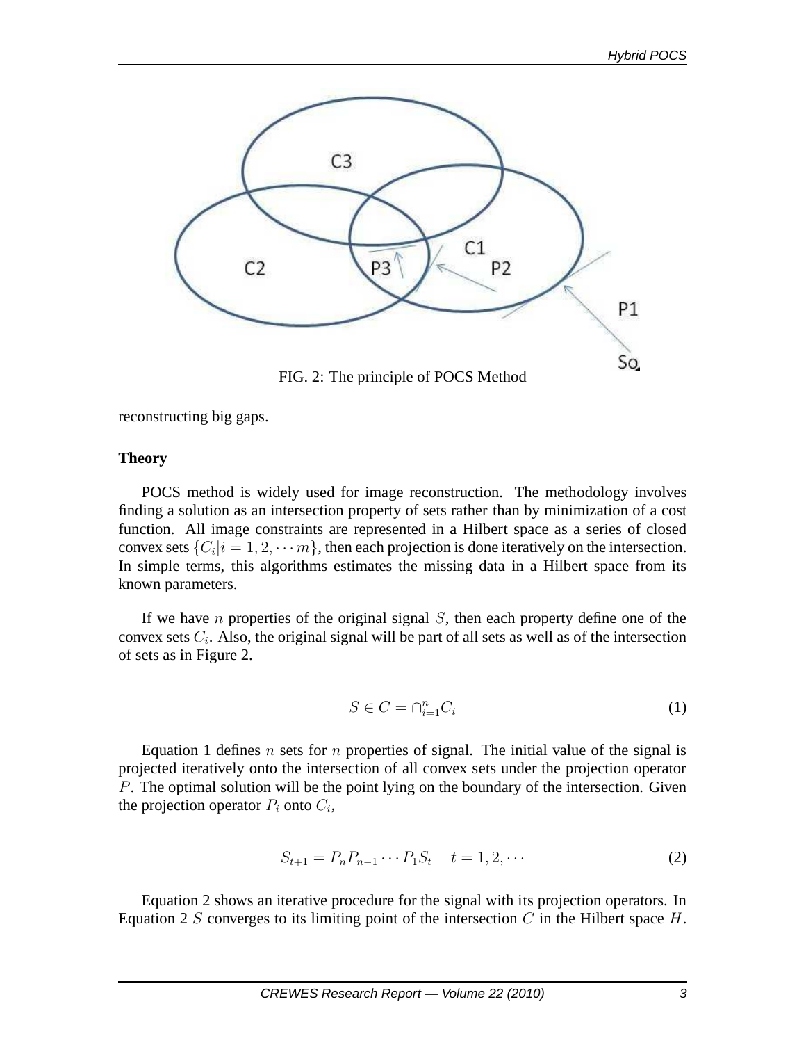C3

C1

C2

P3

P2

P1

So

FIG. 2: The principle of POCS Method

reconstructing big gaps.

**Theory**

POCS method is widely used for image reconstruction. The methodology involves finding a solution as an intersection property of sets rather than by minimization of a cost function. All image constraints are represented in a Hilbert space as a series of closed convex sets $\{C_i | i = 1, 2, \cdots m\}$, then each projection is done iteratively on the intersection. In simple terms, this algorithms estimates the missing data in a Hilbert space from its known parameters.

If we have $n$ properties of the original signal $S$, then each property define one of the convex sets $C_i$. Also, the original signal will be part of all sets as well as of the intersection of sets as in Figure 2.

$$S \in C = \cap_{i=1}^{n} C_i \tag{1}$$

Equation 1 defines $n$ sets for $n$ properties of signal. The initial value of the signal is projected iteratively onto the intersection of all convex sets under the projection operator $P$. The optimal solution will be the point lying on the boundary of the intersection. Given the projection operator $P_i$ onto $C_i$,

$$S_{t+1} = P_n P_{n-1} \cdots P_1 S_t \quad t = 1, 2, \cdots \tag{2}$$

Equation 2 shows an iterative procedure for the signal with its projection operators. In Equation 2 $S$ converges to its limiting point of the intersection $C$ in the Hilbert space $H$.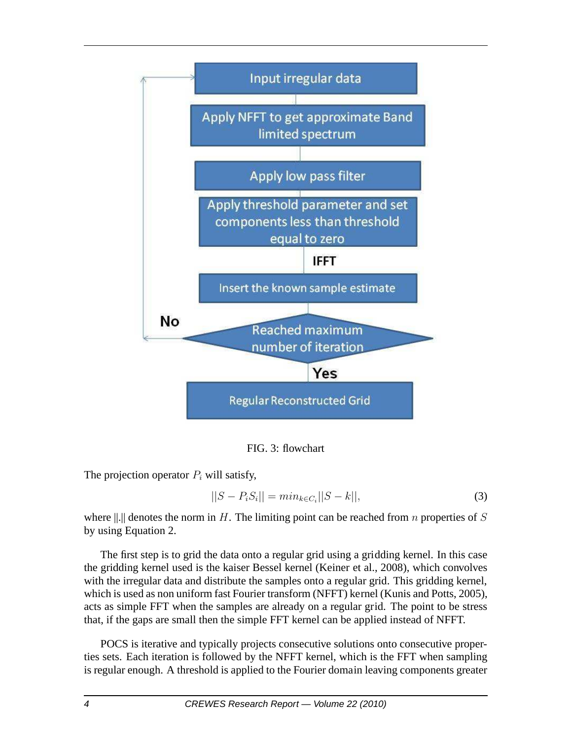Input irregular data

Apply NFFT to get approximate Band limited spectrum

Apply low pass filter

Apply threshold parameter and set components less than threshold equal to zero

IFFT

Insert the known sample estimate

Reached maximum number of iteration

No

Yes

Regular Reconstructed Grid

FIG. 3: flowchart

The projection operator $P_i$ will satisfy,

$$||S - P_i S_i|| = min_{k \in C_i} ||S - k||, \tag{3}$$

where $||.||$ denotes the norm in $H$. The limiting point can be reached from $n$ properties of $S$ by using Equation 2.

The first step is to grid the data onto a regular grid using a gridding kernel. In this case the gridding kernel used is the kaiser Bessel kernel (Keiner et al., 2008), which convolves with the irregular data and distribute the samples onto a regular grid. This gridding kernel, which is used as non uniform fast Fourier transform (NFFT) kernel (Kunis and Potts, 2005), acts as simple FFT when the samples are already on a regular grid. The point to be stress that, if the gaps are small then the simple FFT kernel can be applied instead of NFFT.

POCS is iterative and typically projects consecutive solutions onto consecutive properties sets. Each iteration is followed by the NFFT kernel, which is the FFT when sampling is regular enough. A threshold is applied to the Fourier domain leaving components greater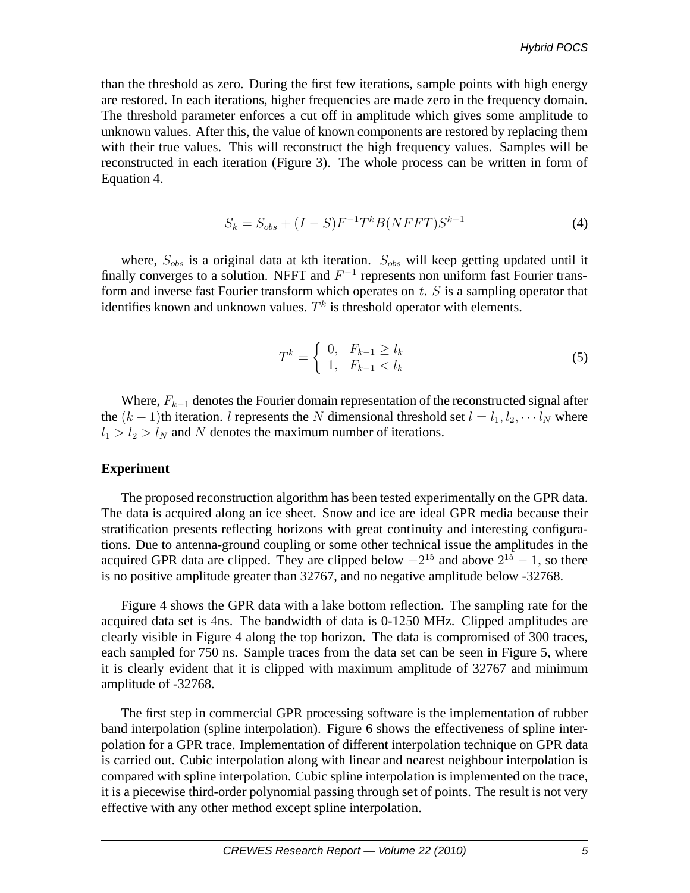than the threshold as zero. During the first few iterations, sample points with high energy are restored. In each iterations, higher frequencies are made zero in the frequency domain. The threshold parameter enforces a cut off in amplitude which gives some amplitude to unknown values. After this, the value of known components are restored by replacing them with their true values. This will reconstruct the high frequency values. Samples will be reconstructed in each iteration (Figure 3). The whole process can be written in form of Equation 4.

$$S_k = S_{obs} + (I - S)F^{-1}T^k B(NFFT)S^{k-1} \tag{4}$$

where, $S_{obs}$ is a original data at kth iteration. $S_{obs}$ will keep getting updated until it finally converges to a solution. NFFT and $F^{-1}$ represents non uniform fast Fourier transform and inverse fast Fourier transform which operates on $t$. $S$ is a sampling operator that identifies known and unknown values. $T^k$ is threshold operator with elements.

$$T^k = \begin{cases} 0, & F_{k-1} \geq l_k \\ 1, & F_{k-1} < l_k \end{cases} \tag{5}$$

Where, $F_{k-1}$ denotes the Fourier domain representation of the reconstructed signal after the $(k-1)$th iteration. $l$ represents the $N$ dimensional threshold set $l = l_1, l_2, \cdots l_N$ where $l_1 > l_2 > l_N$ and $N$ denotes the maximum number of iterations.

**Experiment**

The proposed reconstruction algorithm has been tested experimentally on the GPR data. The data is acquired along an ice sheet. Snow and ice are ideal GPR media because their stratification presents reflecting horizons with great continuity and interesting configurations. Due to antenna-ground coupling or some other technical issue the amplitudes in the acquired GPR data are clipped. They are clipped below $-2^{15}$ and above $2^{15} - 1$, so there is no positive amplitude greater than 32767, and no negative amplitude below -32768.

Figure 4 shows the GPR data with a lake bottom reflection. The sampling rate for the acquired data set is $4$ns. The bandwidth of data is 0-1250 MHz. Clipped amplitudes are clearly visible in Figure 4 along the top horizon. The data is compromised of 300 traces, each sampled for 750 ns. Sample traces from the data set can be seen in Figure 5, where it is clearly evident that it is clipped with maximum amplitude of 32767 and minimum amplitude of -32768.

The first step in commercial GPR processing software is the implementation of rubber band interpolation (spline interpolation). Figure 6 shows the effectiveness of spline interpolation for a GPR trace. Implementation of different interpolation technique on GPR data is carried out. Cubic interpolation along with linear and nearest neighbour interpolation is compared with spline interpolation. Cubic spline interpolation is implemented on the trace, it is a piecewise third-order polynomial passing through set of points. The result is not very effective with any other method except spline interpolation.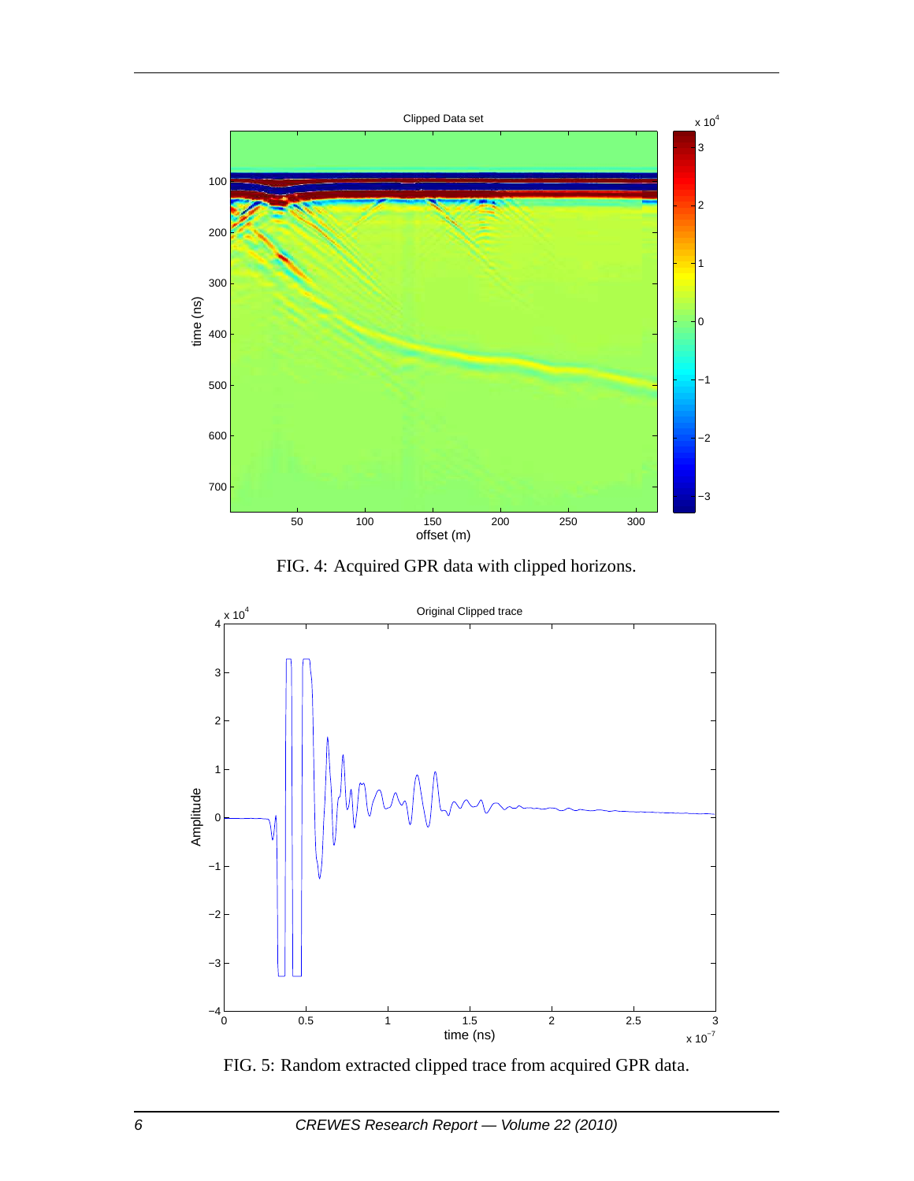Clipped Data set

x 10^4

3
2
1
0
−1
−2
−3

time (ns)

100
200
300
400
500
600
700

50
100
150
200
250
300

offset (m)

FIG. 4: Acquired GPR data with clipped horizons.

Original Clipped trace

x 10^4

4
3
2
1
0
−1
−2
−3
−4

Amplitude

0
0.5
1
1.5
2
2.5
3

time (ns)

x 10^−7

FIG. 5: Random extracted clipped trace from acquired GPR data.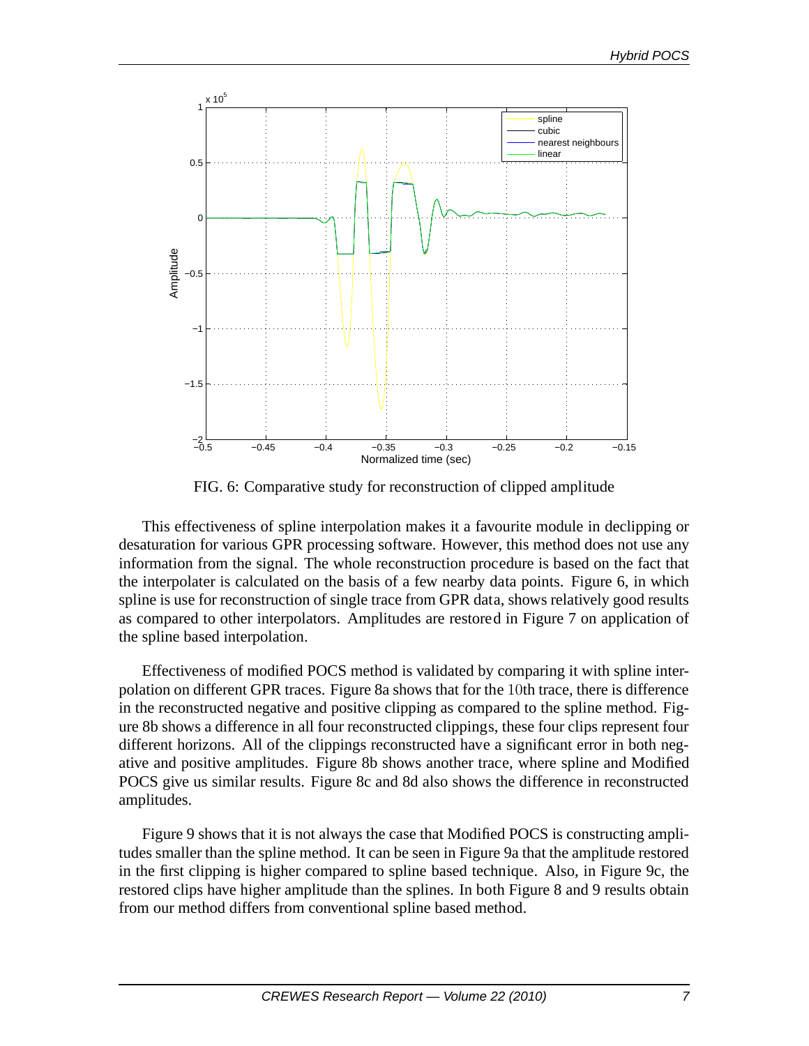x 10^5

1

0.5

0

−0.5

−1

−1.5

−2

Amplitude

−0.5 −0.45 −0.4 −0.35 −0.3 −0.25 −0.2 −0.15

Normalized time (sec)

spline

cubic

nearest neighbours

linear

FIG. 6: Comparative study for reconstruction of clipped amplitude

This effectiveness of spline interpolation makes it a favourite module in declipping or desaturation for various GPR processing software. However, this method does not use any information from the signal. The whole reconstruction procedure is based on the fact that the interpolater is calculated on the basis of a few nearby data points. Figure 6, in which spline is use for reconstruction of single trace from GPR data, shows relatively good results as compared to other interpolators. Amplitudes are restored in Figure 7 on application of the spline based interpolation.

Effectiveness of modified POCS method is validated by comparing it with spline interpolation on different GPR traces. Figure 8a shows that for the 10th trace, there is difference in the reconstructed negative and positive clipping as compared to the spline method. Figure 8b shows a difference in all four reconstructed clippings, these four clips represent four different horizons. All of the clippings reconstructed have a significant error in both negative and positive amplitudes. Figure 8b shows another trace, where spline and Modified POCS give us similar results. Figure 8c and 8d also shows the difference in reconstructed amplitudes.

Figure 9 shows that it is not always the case that Modified POCS is constructing amplitudes smaller than the spline method. It can be seen in Figure 9a that the amplitude restored in the first clipping is higher compared to spline based technique. Also, in Figure 9c, the restored clips have higher amplitude than the splines. In both Figure 8 and 9 results obtain from our method differs from conventional spline based method.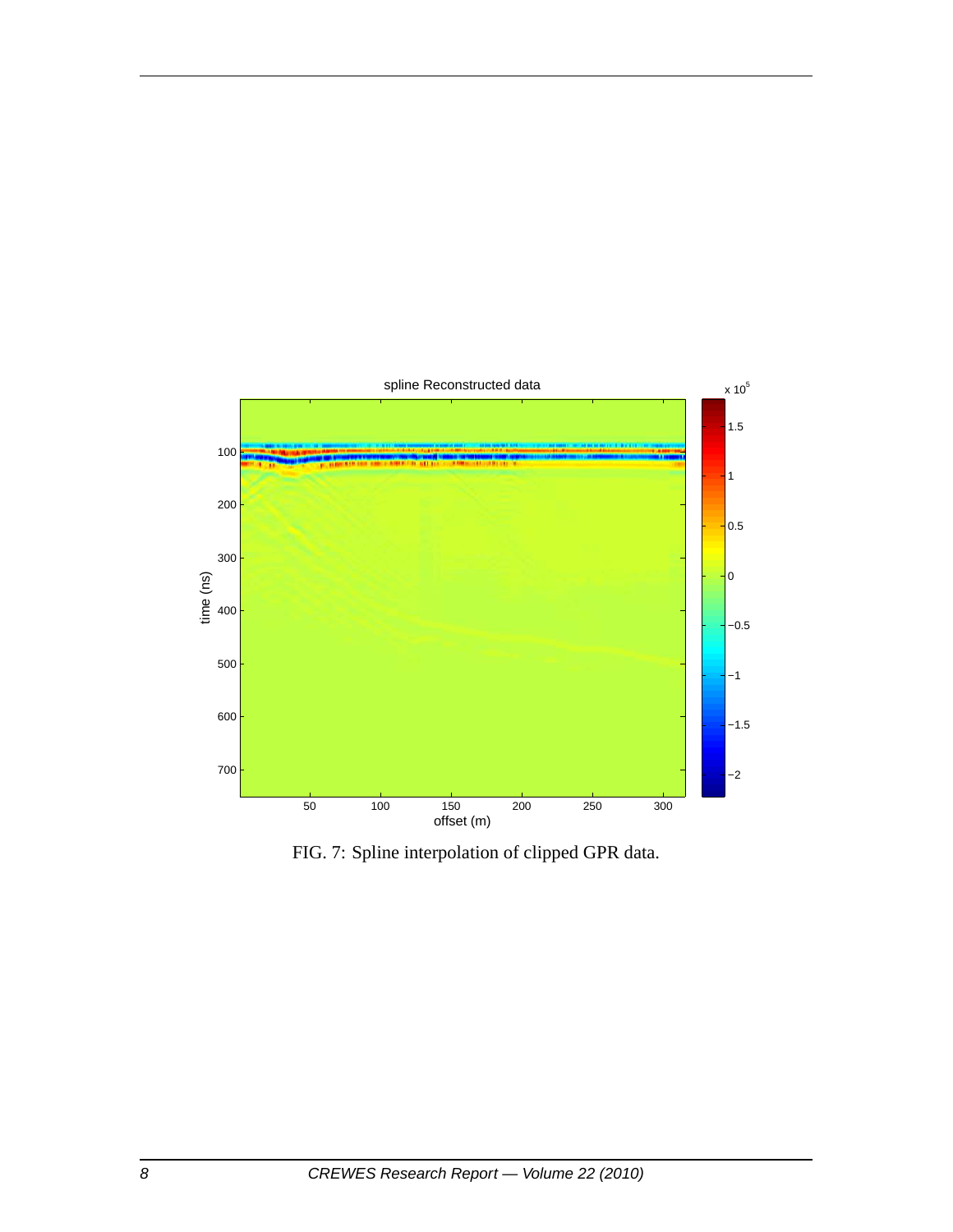spline Reconstructed data

x 10^5

1.5
1
0.5
0
−0.5
−1
−1.5
−2

time (ns)

100
200
300
400
500
600
700

offset (m)

50
100
150
200
250
300

FIG. 7: Spline interpolation of clipped GPR data.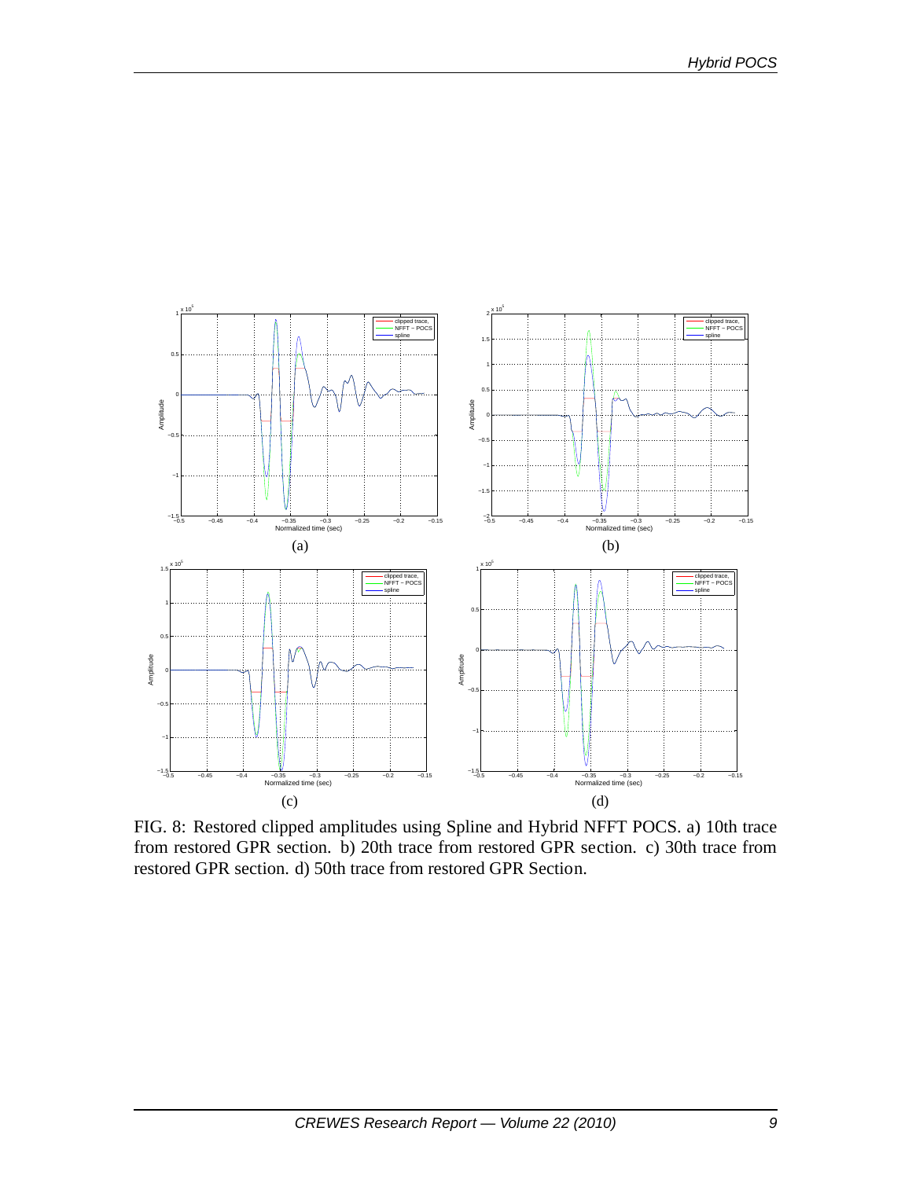FIG. 8: Restored clipped amplitudes using Spline and Hybrid NFFT POCS. a) 10th trace from restored GPR section. b) 20th trace from restored GPR section. c) 30th trace from restored GPR section. d) 50th trace from restored GPR Section.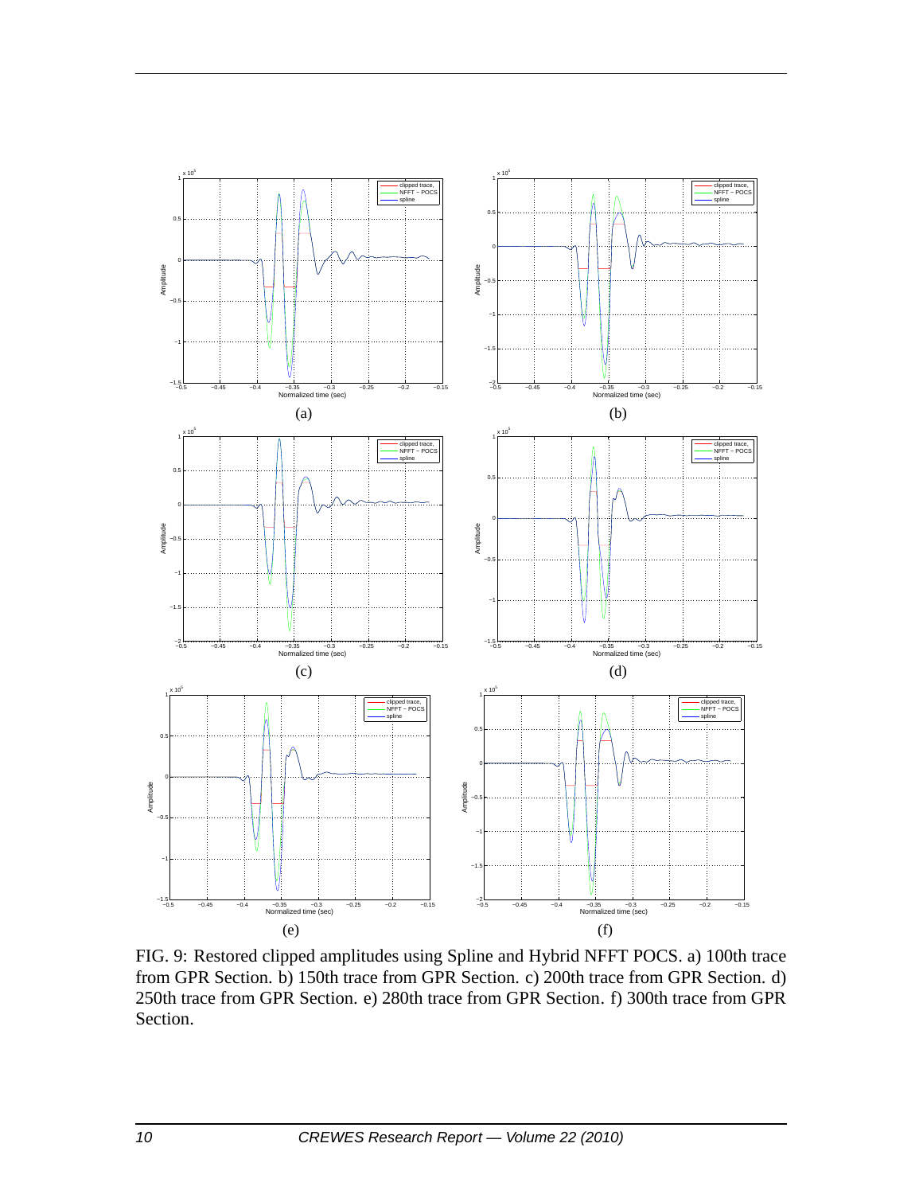x 10^5

Amplitude

Normalized time (sec)

clipped trace,
NFFT – POCS
spline

(a)

(b)

(c)

(d)

(e)

(f)

FIG. 9: Restored clipped amplitudes using Spline and Hybrid NFFT POCS. a) 100th trace from GPR Section. b) 150th trace from GPR Section. c) 200th trace from GPR Section. d) 250th trace from GPR Section. e) 280th trace from GPR Section. f) 300th trace from GPR Section.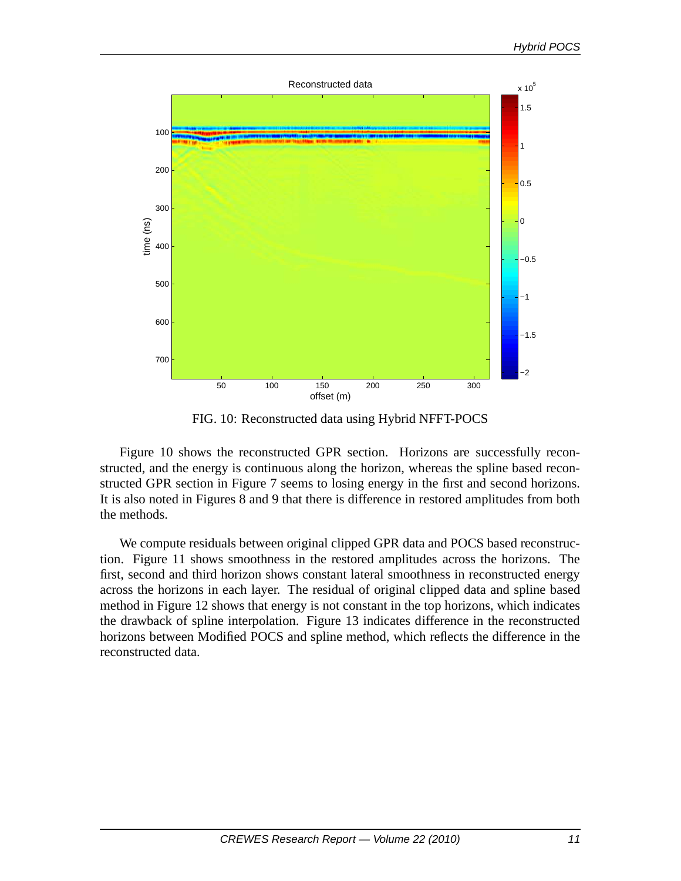Reconstructed data

x 10^5

1.5
1
0.5
0
−0.5
−1
−1.5
−2

time (ns)

100
200
300
400
500
600
700

50 100 150 200 250 300

offset (m)

FIG. 10: Reconstructed data using Hybrid NFFT-POCS

Figure 10 shows the reconstructed GPR section. Horizons are successfully reconstructed, and the energy is continuous along the horizon, whereas the spline based reconstructed GPR section in Figure 7 seems to losing energy in the first and second horizons. It is also noted in Figures 8 and 9 that there is difference in restored amplitudes from both the methods.

We compute residuals between original clipped GPR data and POCS based reconstruction. Figure 11 shows smoothness in the restored amplitudes across the horizons. The first, second and third horizon shows constant lateral smoothness in reconstructed energy across the horizons in each layer. The residual of original clipped data and spline based method in Figure 12 shows that energy is not constant in the top horizons, which indicates the drawback of spline interpolation. Figure 13 indicates difference in the reconstructed horizons between Modified POCS and spline method, which reflects the difference in the reconstructed data.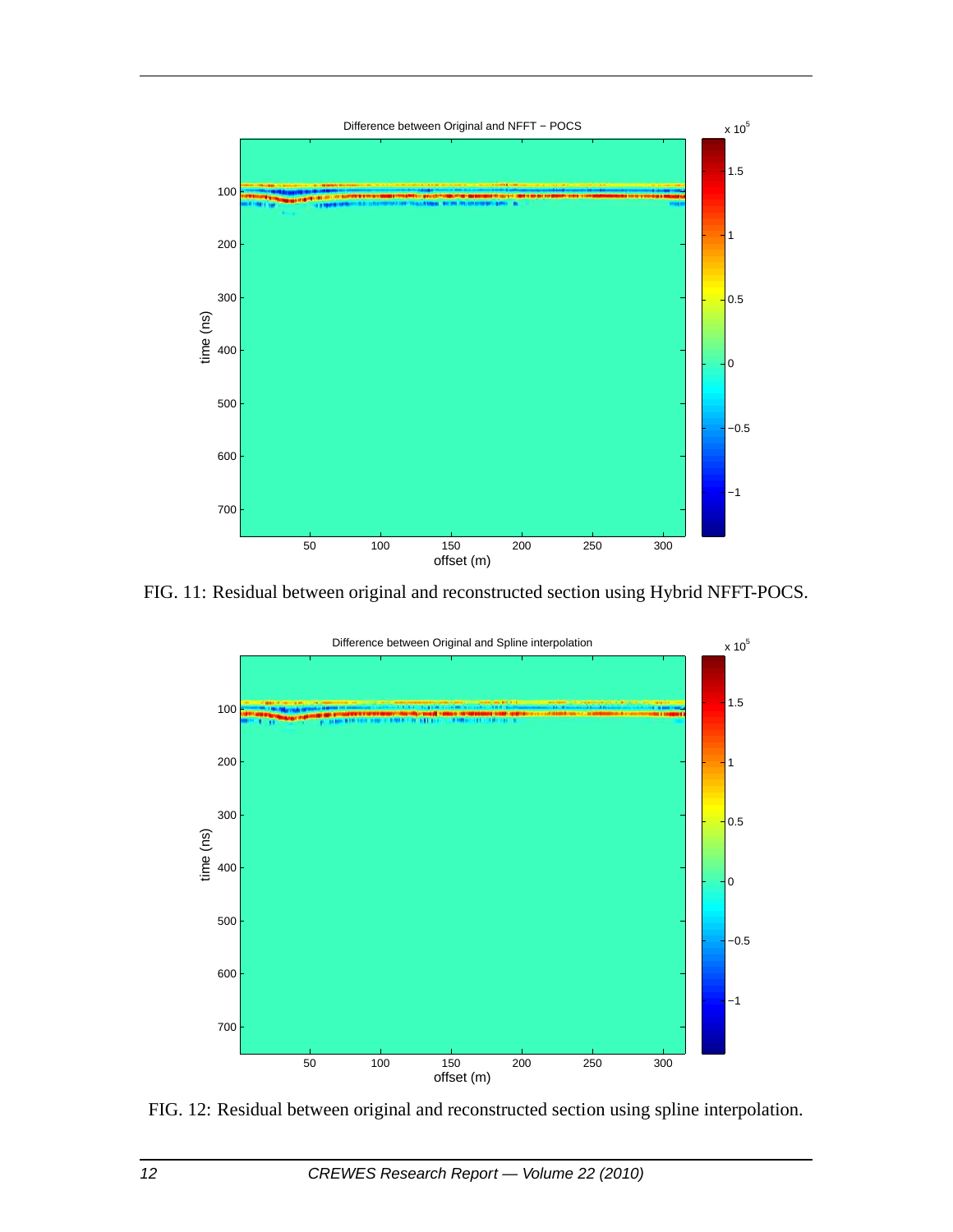Difference between Original and NFFT − POCS

x $10^5$

1.5
1
0.5
0
−0.5
−1

time (ns)

100
200
300
400
500
600
700

offset (m)

50
100
150
200
250
300

FIG. 11: Residual between original and reconstructed section using Hybrid NFFT-POCS.

Difference between Original and Spline interpolation

x $10^5$

1.5
1
0.5
0
−0.5
−1

time (ns)

100
200
300
400
500
600
700

offset (m)

50
100
150
200
250
300

FIG. 12: Residual between original and reconstructed section using spline interpolation.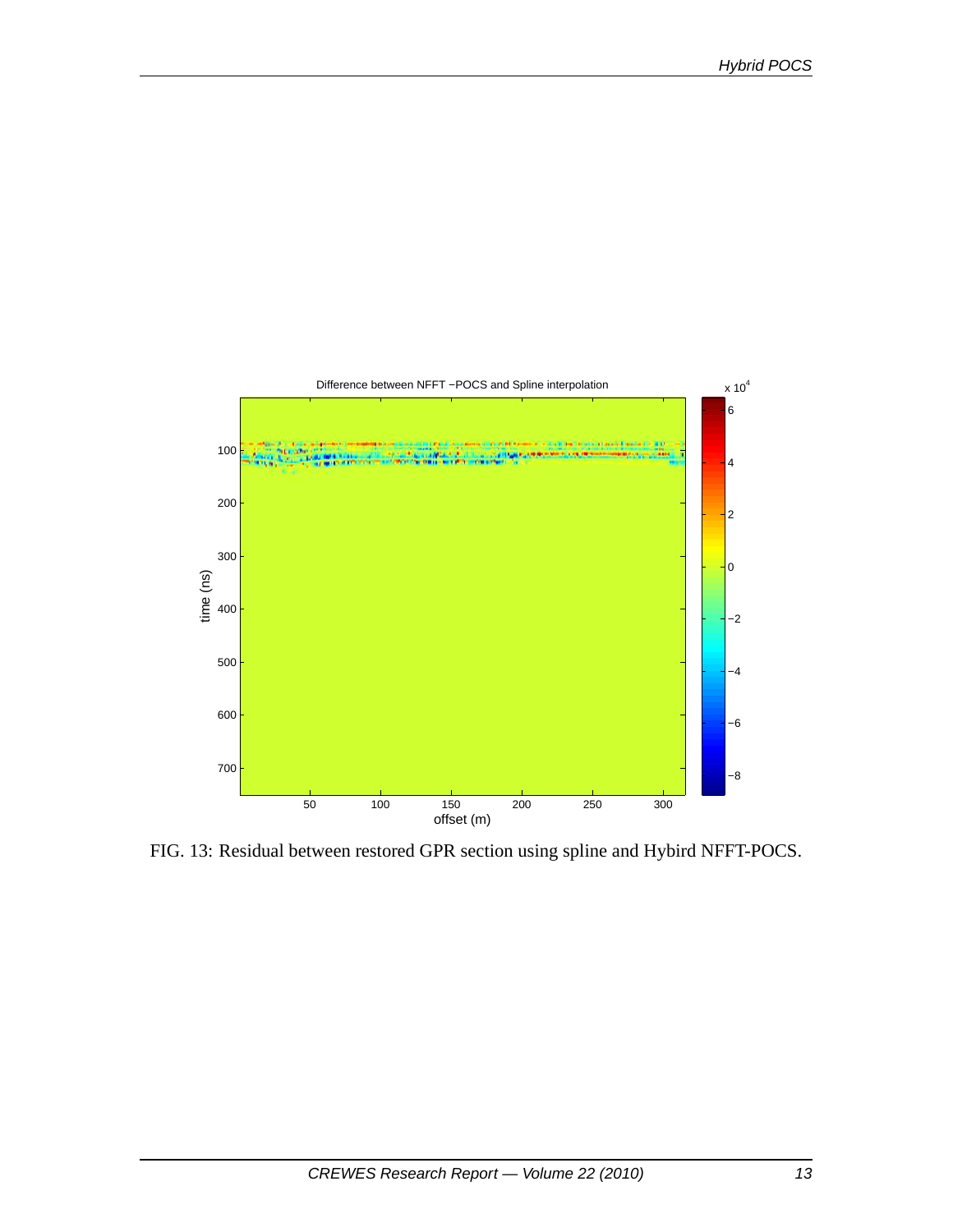Difference between NFFT −POCS and Spline interpolation

x 10^4

6
4
2
0
−2
−4
−6
−8

time (ns)

100
200
300
400
500
600
700

50
100
150
200
250
300

offset (m)

FIG. 13: Residual between restored GPR section using spline and Hybird NFFT-POCS.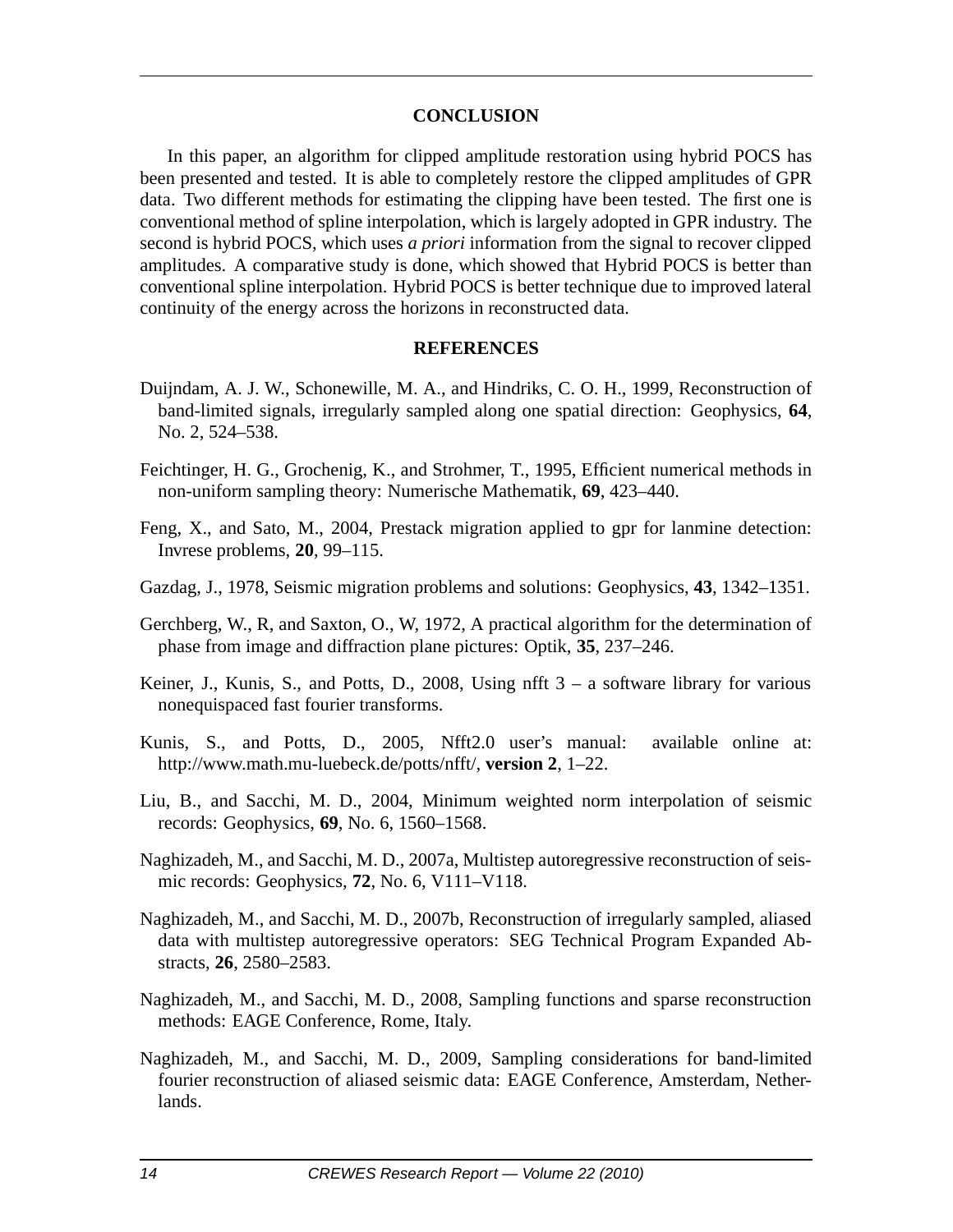## CONCLUSION

In this paper, an algorithm for clipped amplitude restoration using hybrid POCS has been presented and tested. It is able to completely restore the clipped amplitudes of GPR data. Two different methods for estimating the clipping have been tested. The first one is conventional method of spline interpolation, which is largely adopted in GPR industry. The second is hybrid POCS, which uses *a priori* information from the signal to recover clipped amplitudes. A comparative study is done, which showed that Hybrid POCS is better than conventional spline interpolation. Hybrid POCS is better technique due to improved lateral continuity of the energy across the horizons in reconstructed data.

## REFERENCES

Duijndam, A. J. W., Schonewille, M. A., and Hindriks, C. O. H., 1999, Reconstruction of band-limited signals, irregularly sampled along one spatial direction: Geophysics, **64**, No. 2, 524–538.

Feichtinger, H. G., Grochenig, K., and Strohmer, T., 1995, Efficient numerical methods in non-uniform sampling theory: Numerische Mathematik, **69**, 423–440.

Feng, X., and Sato, M., 2004, Prestack migration applied to gpr for lanmine detection: Invrese problems, **20**, 99–115.

Gazdag, J., 1978, Seismic migration problems and solutions: Geophysics, **43**, 1342–1351.

Gerchberg, W., R, and Saxton, O., W, 1972, A practical algorithm for the determination of phase from image and diffraction plane pictures: Optik, **35**, 237–246.

Keiner, J., Kunis, S., and Potts, D., 2008, Using nfft 3 – a software library for various nonequispaced fast fourier transforms.

Kunis, S., and Potts, D., 2005, Nfft2.0 user's manual: available online at: http://www.math.mu-luebeck.de/potts/nfft/, **version 2**, 1–22.

Liu, B., and Sacchi, M. D., 2004, Minimum weighted norm interpolation of seismic records: Geophysics, **69**, No. 6, 1560–1568.

Naghizadeh, M., and Sacchi, M. D., 2007a, Multistep autoregressive reconstruction of seismic records: Geophysics, **72**, No. 6, V111–V118.

Naghizadeh, M., and Sacchi, M. D., 2007b, Reconstruction of irregularly sampled, aliased data with multistep autoregressive operators: SEG Technical Program Expanded Abstracts, **26**, 2580–2583.

Naghizadeh, M., and Sacchi, M. D., 2008, Sampling functions and sparse reconstruction methods: EAGE Conference, Rome, Italy.

Naghizadeh, M., and Sacchi, M. D., 2009, Sampling considerations for band-limited fourier reconstruction of aliased seismic data: EAGE Conference, Amsterdam, Netherlands.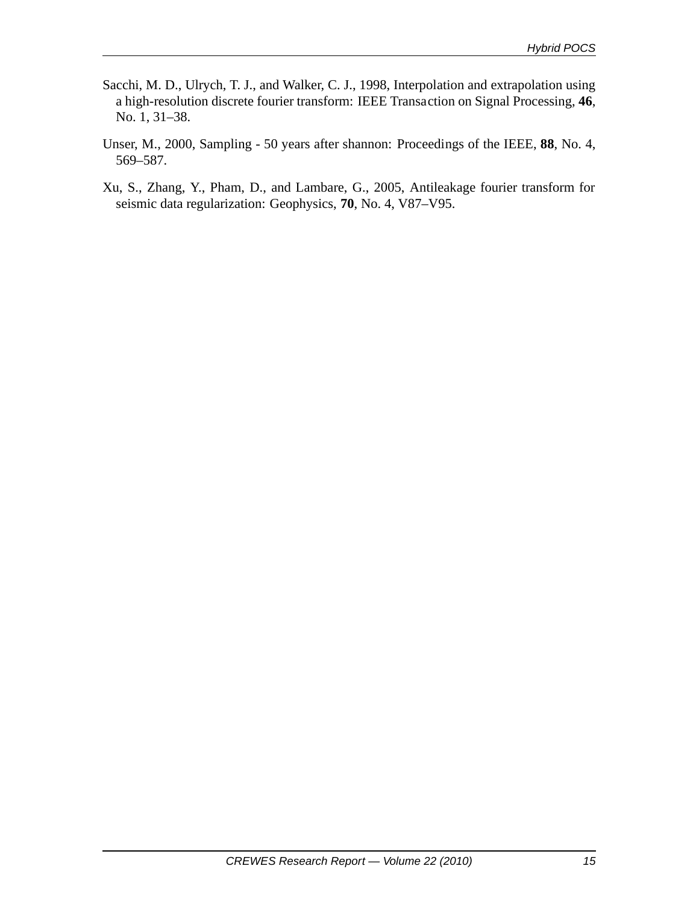Sacchi, M. D., Ulrych, T. J., and Walker, C. J., 1998, Interpolation and extrapolation using a high-resolution discrete fourier transform: IEEE Transaction on Signal Processing, **46**, No. 1, 31–38.

Unser, M., 2000, Sampling - 50 years after shannon: Proceedings of the IEEE, **88**, No. 4, 569–587.

Xu, S., Zhang, Y., Pham, D., and Lambare, G., 2005, Antileakage fourier transform for seismic data regularization: Geophysics, **70**, No. 4, V87–V95.